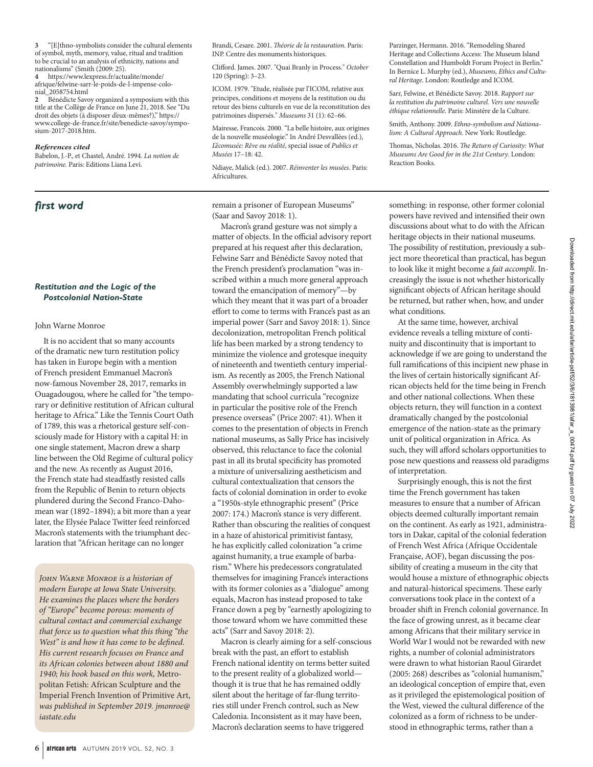**3** "[E]thno-symbolists consider the cultural elements of symbol, myth, memory, value, ritual and tradition to be crucial to an analysis of ethnicity, nations and nationalisms" (Smith (2009: 25).

**4** https://www.lexpress.fr/actualite/monde/afrique/felwine-sarr-le-poids-de-l-impense-colonial_2058754.html

**2** Bénédicte Savoy organized a symposium with this title at the Collège de France on June 21, 2018. See "Du droit des objets (à disposer d'eux-mêmes?)," https://www.college-de-france.fr/site/benedicte-savoy/symposium-2017-2018.htm.

***References cited***

Babelon, J.-P., et Chastel, André. 1994. *La notion de patrimoine.* Paris: Editions Liana Levi.

Brandi, Cesare. 2001. *Théorie de la restauration*. Paris: INP. Centre des monuments historiques.

Clifford. James. 2007. "Quai Branly in Process." *October* 120 (Spring): 3–23.

ICOM. 1979. "Etude, réalisée par l'ICOM, relative aux principes, conditions et moyens de la restitution ou du retour des biens culturels en vue de la reconstitution des patrimoines dispersés." *Museums* 31 (1): 62–66.

Mairesse, Francois. 2000. "La belle histoire, aux origines de la nouvelle muséologie." In André Desvallées (ed.), *L'écomusée: Rêve ou réalité*, special issue of *Publics et Musées* 17–18: 42.

Ndiaye, Malick (ed.). 2007. *Réinventer les musées*. Paris: Africultures.

Parzinger, Hermann. 2016. "Remodeling Shared Heritage and Collections Access: The Museum Island Constellation and Humboldt Forum Project in Berlin." In Bernice L. Murphy (ed.), *Museums, Ethics and Cultural Heritage*. London: Routledge and ICOM.

Sarr, Felwine, et Bénédicte Savoy. 2018. *Rapport sur la restitution du patrimoine culturel. Vers une nouvelle éthique relationnelle*. Paris: Minstère de la Culture.

Smith, Anthony. 2009. *Ethno-symbolism and Nationalism: A Cultural Approach*. New York: Routledge.

Thomas, Nicholas. 2016. *The Return of Curiosity: What Museums Are Good for in the 21st Century*. London: Reaction Books.

## *first word*

### *Restitution and the Logic of the Postcolonial Nation-State*

John Warne Monroe

It is no accident that so many accounts of the dramatic new turn restitution policy has taken in Europe begin with a mention of French president Emmanuel Macron's now-famous November 28, 2017, remarks in Ouagadougou, where he called for "the temporary or definitive restitution of African cultural heritage to Africa." Like the Tennis Court Oath of 1789, this was a rhetorical gesture self-consciously made for History with a capital H: in one single statement, Macron drew a sharp line between the Old Regime of cultural policy and the new. As recently as August 2016, the French state had steadfastly resisted calls from the Republic of Benin to return objects plundered during the Second Franco-Dahomean war (1892–1894); a bit more than a year later, the Elysée Palace Twitter feed reinforced Macron's statements with the triumphant declaration that "African heritage can no longer remain a prisoner of European Museums" (Saar and Savoy 2018: 1).

*John Warne Monroe is a historian of modern Europe at Iowa State University. He examines the places where the borders of "Europe" become porous: moments of cultural contact and commercial exchange that force us to question what this thing "the West" is and how it has come to be defined. His current research focuses on France and its African colonies between about 1880 and 1940; his book based on this work,* Metropolitan Fetish: African Sculpture and the Imperial French Invention of Primitive Art, *was published in September 2019. jmonroe@iastate.edu*

Macron's grand gesture was not simply a matter of objects. In the official advisory report prepared at his request after this declaration, Felwine Sarr and Bénédicte Savoy noted that the French president's proclamation "was inscribed within a much more general approach toward the emancipation of memory"—by which they meant that it was part of a broader effort to come to terms with France's past as an imperial power (Sarr and Savoy 2018: 1). Since decolonization, metropolitan French political life has been marked by a strong tendency to minimize the violence and grotesque inequity of nineteenth and twentieth century imperialism. As recently as 2005, the French National Assembly overwhelmingly supported a law mandating that school curricula "recognize in particular the positive role of the French presence overseas" (Price 2007: 41). When it comes to the presentation of objects in French national museums, as Sally Price has incisively observed, this reluctance to face the colonial past in all its brutal specificity has promoted a mixture of universalizing aestheticism and cultural contextualization that censors the facts of colonial domination in order to evoke a "1950s-style ethnographic present" (Price 2007: 174.) Macron's stance is very different. Rather than obscuring the realities of conquest in a haze of ahistorical primitivist fantasy, he has explicitly called colonization "a crime against humanity, a true example of barbarism." Where his predecessors congratulated themselves for imagining France's interactions with its former colonies as a "dialogue" among equals, Macron has instead proposed to take France down a peg by "earnestly apologizing to those toward whom we have committed these acts" (Sarr and Savoy 2018: 2).

Macron is clearly aiming for a self-conscious break with the past, an effort to establish French national identity on terms better suited to the present reality of a globalized world—though it is true that he has remained oddly silent about the heritage of far-flung territories still under French control, such as New Caledonia. Inconsistent as it may have been, Macron's declaration seems to have triggered something: in response, other former colonial powers have revived and intensified their own discussions about what to do with the African heritage objects in their national museums. The possibility of restitution, previously a subject more theoretical than practical, has begun to look like it might become a *fait accompli*. Increasingly the issue is not whether historically significant objects of African heritage should be returned, but rather when, how, and under what conditions.

At the same time, however, archival evidence reveals a telling mixture of continuity and discontinuity that is important to acknowledge if we are going to understand the full ramifications of this incipient new phase in the lives of certain historically significant African objects held for the time being in French and other national collections. When these objects return, they will function in a context dramatically changed by the postcolonial emergence of the nation-state as the primary unit of political organization in Africa. As such, they will afford scholars opportunities to pose new questions and reassess old paradigms of interpretation.

Surprisingly enough, this is not the first time the French government has taken measures to ensure that a number of African objects deemed culturally important remain on the continent. As early as 1921, administrators in Dakar, capital of the colonial federation of French West Africa (Afrique Occidentale Française, AOF), began discussing the possibility of creating a museum in the city that would house a mixture of ethnographic objects and natural-historical specimens. These early conversations took place in the context of a broader shift in French colonial governance. In the face of growing unrest, as it became clear among Africans that their military service in World War I would not be rewarded with new rights, a number of colonial administrators were drawn to what historian Raoul Girardet (2005: 268) describes as "colonial humanism," an ideological conception of empire that, even as it privileged the epistemological position of the West, viewed the cultural difference of the colonized as a form of richness to be understood in ethnographic terms, rather than a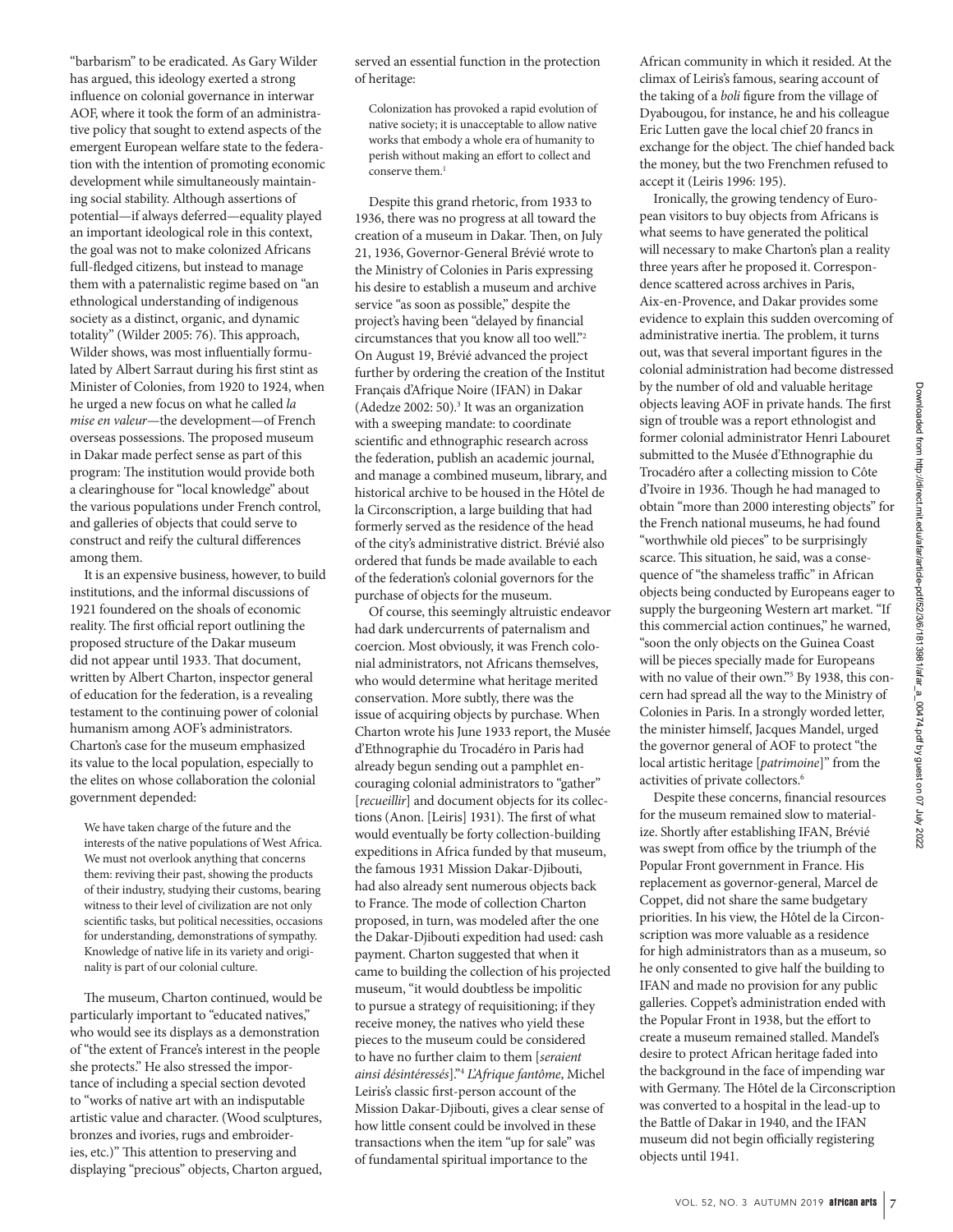"barbarism" to be eradicated. As Gary Wilder has argued, this ideology exerted a strong influence on colonial governance in interwar AOF, where it took the form of an administrative policy that sought to extend aspects of the emergent European welfare state to the federation with the intention of promoting economic development while simultaneously maintaining social stability. Although assertions of potential—if always deferred—equality played an important ideological role in this context, the goal was not to make colonized Africans full-fledged citizens, but instead to manage them with a paternalistic regime based on "an ethnological understanding of indigenous society as a distinct, organic, and dynamic totality" (Wilder 2005: 76). This approach, Wilder shows, was most influentially formulated by Albert Sarraut during his first stint as Minister of Colonies, from 1920 to 1924, when he urged a new focus on what he called *la mise en valeur*—the development—of French overseas possessions. The proposed museum in Dakar made perfect sense as part of this program: The institution would provide both a clearinghouse for "local knowledge" about the various populations under French control, and galleries of objects that could serve to construct and reify the cultural differences among them.

It is an expensive business, however, to build institutions, and the informal discussions of 1921 foundered on the shoals of economic reality. The first official report outlining the proposed structure of the Dakar museum did not appear until 1933. That document, written by Albert Charton, inspector general of education for the federation, is a revealing testament to the continuing power of colonial humanism among AOF's administrators. Charton's case for the museum emphasized its value to the local population, especially to the elites on whose collaboration the colonial government depended:

> We have taken charge of the future and the interests of the native populations of West Africa. We must not overlook anything that concerns them: reviving their past, showing the products of their industry, studying their customs, bearing witness to their level of civilization are not only scientific tasks, but political necessities, occasions for understanding, demonstrations of sympathy. Knowledge of native life in its variety and originality is part of our colonial culture.

The museum, Charton continued, would be particularly important to "educated natives," who would see its displays as a demonstration of "the extent of France's interest in the people she protects." He also stressed the importance of including a special section devoted to "works of native art with an indisputable artistic value and character. (Wood sculptures, bronzes and ivories, rugs and embroideries, etc.)" This attention to preserving and displaying "precious" objects, Charton argued, served an essential function in the protection of heritage:

> Colonization has provoked a rapid evolution of native society; it is unacceptable to allow native works that embody a whole era of humanity to perish without making an effort to collect and conserve them.[1]

Despite this grand rhetoric, from 1933 to 1936, there was no progress at all toward the creation of a museum in Dakar. Then, on July 21, 1936, Governor-General Brévié wrote to the Ministry of Colonies in Paris expressing his desire to establish a museum and archive service "as soon as possible," despite the project's having been "delayed by financial circumstances that you know all too well."[2] On August 19, Brévié advanced the project further by ordering the creation of the Institut Français d'Afrique Noire (IFAN) in Dakar (Adedze 2002: 50).[3] It was an organization with a sweeping mandate: to coordinate scientific and ethnographic research across the federation, publish an academic journal, and manage a combined museum, library, and historical archive to be housed in the Hôtel de la Circonscription, a large building that had formerly served as the residence of the head of the city's administrative district. Brévié also ordered that funds be made available to each of the federation's colonial governors for the purchase of objects for the museum.

Of course, this seemingly altruistic endeavor had dark undercurrents of paternalism and coercion. Most obviously, it was French colonial administrators, not Africans themselves, who would determine what heritage merited conservation. More subtly, there was the issue of acquiring objects by purchase. When Charton wrote his June 1933 report, the Musée d'Ethnographie du Trocadéro in Paris had already begun sending out a pamphlet encouraging colonial administrators to "gather" [*recueillir*] and document objects for its collections (Anon. [Leiris] 1931). The first of what would eventually be forty collection-building expeditions in Africa funded by that museum, the famous 1931 Mission Dakar-Djibouti, had also already sent numerous objects back to France. The mode of collection Charton proposed, in turn, was modeled after the one the Dakar-Djibouti expedition had used: cash payment. Charton suggested that when it came to building the collection of his projected museum, "it would doubtless be impolitic to pursue a strategy of requisitioning; if they receive money, the natives who yield these pieces to the museum could be considered to have no further claim to them [*seraient ainsi désintéressés*]."[4] *L'Afrique fantôme*, Michel Leiris's classic first-person account of the Mission Dakar-Djibouti, gives a clear sense of how little consent could be involved in these transactions when the item "up for sale" was of fundamental spiritual importance to the African community in which it resided. At the climax of Leiris's famous, searing account of the taking of a *boli* figure from the village of Dyabougou, for instance, he and his colleague Eric Lutten gave the local chief 20 francs in exchange for the object. The chief handed back the money, but the two Frenchmen refused to accept it (Leiris 1996: 195).

Ironically, the growing tendency of European visitors to buy objects from Africans is what seems to have generated the political will necessary to make Charton's plan a reality three years after he proposed it. Correspondence scattered across archives in Paris, Aix-en-Provence, and Dakar provides some evidence to explain this sudden overcoming of administrative inertia. The problem, it turns out, was that several important figures in the colonial administration had become distressed by the number of old and valuable heritage objects leaving AOF in private hands. The first sign of trouble was a report ethnologist and former colonial administrator Henri Labouret submitted to the Musée d'Ethnographie du Trocadéro after a collecting mission to Côte d'Ivoire in 1936. Though he had managed to obtain "more than 2000 interesting objects" for the French national museums, he had found "worthwhile old pieces" to be surprisingly scarce. This situation, he said, was a consequence of "the shameless traffic" in African objects being conducted by Europeans eager to supply the burgeoning Western art market. "If this commercial action continues," he warned, "soon the only objects on the Guinea Coast will be pieces specially made for Europeans with no value of their own."[5] By 1938, this concern had spread all the way to the Ministry of Colonies in Paris. In a strongly worded letter, the minister himself, Jacques Mandel, urged the governor general of AOF to protect "the local artistic heritage [*patrimoine*]" from the activities of private collectors.[6]

Despite these concerns, financial resources for the museum remained slow to materialize. Shortly after establishing IFAN, Brévié was swept from office by the triumph of the Popular Front government in France. His replacement as governor-general, Marcel de Coppet, did not share the same budgetary priorities. In his view, the Hôtel de la Circonscription was more valuable as a residence for high administrators than as a museum, so he only consented to give half the building to IFAN and made no provision for any public galleries. Coppet's administration ended with the Popular Front in 1938, but the effort to create a museum remained stalled. Mandel's desire to protect African heritage faded into the background in the face of impending war with Germany. The Hôtel de la Circonscription was converted to a hospital in the lead-up to the Battle of Dakar in 1940, and the IFAN museum did not begin officially registering objects until 1941.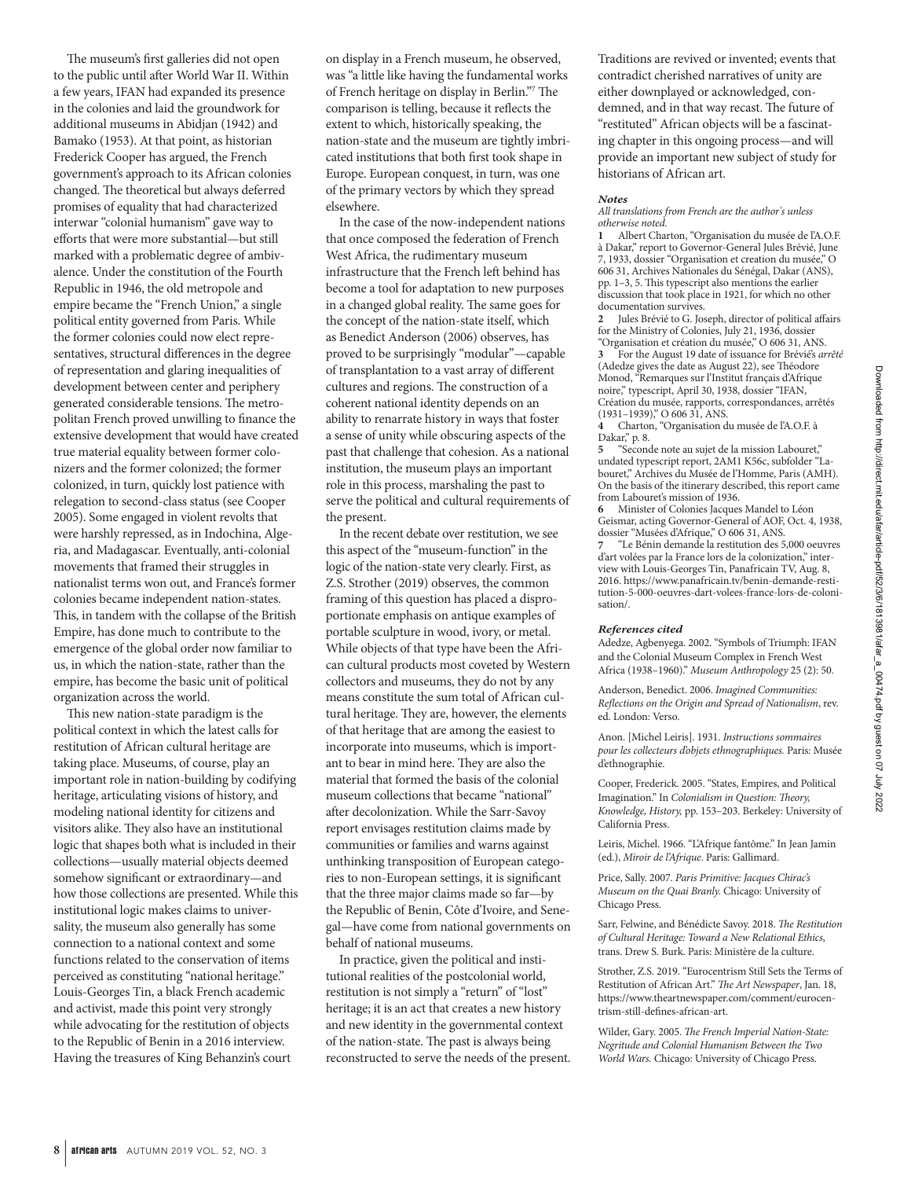The museum's first galleries did not open to the public until after World War II. Within a few years, IFAN had expanded its presence in the colonies and laid the groundwork for additional museums in Abidjan (1942) and Bamako (1953). At that point, as historian Frederick Cooper has argued, the French government's approach to its African colonies changed. The theoretical but always deferred promises of equality that had characterized interwar "colonial humanism" gave way to efforts that were more substantial—but still marked with a problematic degree of ambivalence. Under the constitution of the Fourth Republic in 1946, the old metropole and empire became the "French Union," a single political entity governed from Paris. While the former colonies could now elect representatives, structural differences in the degree of representation and glaring inequalities of development between center and periphery generated considerable tensions. The metropolitan French proved unwilling to finance the extensive development that would have created true material equality between former colonizers and the former colonized; the former colonized, in turn, quickly lost patience with relegation to second-class status (see Cooper 2005). Some engaged in violent revolts that were harshly repressed, as in Indochina, Algeria, and Madagascar. Eventually, anti-colonial movements that framed their struggles in nationalist terms won out, and France's former colonies became independent nation-states. This, in tandem with the collapse of the British Empire, has done much to contribute to the emergence of the global order now familiar to us, in which the nation-state, rather than the empire, has become the basic unit of political organization across the world.

This new nation-state paradigm is the political context in which the latest calls for restitution of African cultural heritage are taking place. Museums, of course, play an important role in nation-building by codifying heritage, articulating visions of history, and modeling national identity for citizens and visitors alike. They also have an institutional logic that shapes both what is included in their collections—usually material objects deemed somehow significant or extraordinary—and how those collections are presented. While this institutional logic makes claims to universality, the museum also generally has some connection to a national context and some functions related to the conservation of items perceived as constituting "national heritage." Louis-Georges Tin, a black French academic and activist, made this point very strongly while advocating for the restitution of objects to the Republic of Benin in a 2016 interview. Having the treasures of King Behanzin's court on display in a French museum, he observed, was "a little like having the fundamental works of French heritage on display in Berlin."[7] The comparison is telling, because it reflects the extent to which, historically speaking, the nation-state and the museum are tightly imbricated institutions that both first took shape in Europe. European conquest, in turn, was one of the primary vectors by which they spread elsewhere.

In the case of the now-independent nations that once composed the federation of French West Africa, the rudimentary museum infrastructure that the French left behind has become a tool for adaptation to new purposes in a changed global reality. The same goes for the concept of the nation-state itself, which as Benedict Anderson (2006) observes, has proved to be surprisingly "modular"—capable of transplantation to a vast array of different cultures and regions. The construction of a coherent national identity depends on an ability to renarrate history in ways that foster a sense of unity while obscuring aspects of the past that challenge that cohesion. As a national institution, the museum plays an important role in this process, marshaling the past to serve the political and cultural requirements of the present.

In the recent debate over restitution, we see this aspect of the "museum-function" in the logic of the nation-state very clearly. First, as Z.S. Strother (2019) observes, the common framing of this question has placed a disproportionate emphasis on antique examples of portable sculpture in wood, ivory, or metal. While objects of that type have been the African cultural products most coveted by Western collectors and museums, they do not by any means constitute the sum total of African cultural heritage. They are, however, the elements of that heritage that are among the easiest to incorporate into museums, which is important to bear in mind here. They are also the material that formed the basis of the colonial museum collections that became "national" after decolonization. While the Sarr-Savoy report envisages restitution claims made by communities or families and warns against unthinking transposition of European categories to non-European settings, it is significant that the three major claims made so far—by the Republic of Benin, Côte d'Ivoire, and Senegal—have come from national governments on behalf of national museums.

In practice, given the political and institutional realities of the postcolonial world, restitution is not simply a "return" of "lost" heritage; it is an act that creates a new history and new identity in the governmental context of the nation-state. The past is always being reconstructed to serve the needs of the present. Traditions are revived or invented; events that contradict cherished narratives of unity are either downplayed or acknowledged, condemned, and in that way recast. The future of "restituted" African objects will be a fascinating chapter in this ongoing process—and will provide an important new subject of study for historians of African art.

### Notes

*All translations from French are the author's unless otherwise noted.*

1 Albert Charton, "Organisation du musée de l'A.O.F. à Dakar," report to Governor-General Jules Brévié, June 7, 1933, dossier "Organisation et creation du musée," O 606 31, Archives Nationales du Sénégal, Dakar (ANS), pp. 1–3, 5. This typescript also mentions the earlier discussion that took place in 1921, for which no other documentation survives.

2 Jules Brévié to G. Joseph, director of political affairs for the Ministry of Colonies, July 21, 1936, dossier "Organisation et création du musée," O 606 31, ANS.

3 For the August 19 date of issuance for Brévié's *arrêté* (Adedze gives the date as August 22), see Théodore Monod, "Remarques sur l'Institut français d'Afrique noire," typescript, April 30, 1938, dossier "IFAN, Création du musée, rapports, correspondances, arrêtés (1931–1939)," O 606 31, ANS.

4 Charton, "Organisation du musée de l'A.O.F. à Dakar," p. 8.

5 "Seconde note au sujet de la mission Labouret," undated typescript report, 2AM1 K56c, subfolder "Labouret," Archives du Musée de l'Homme, Paris (AMH). On the basis of the itinerary described, this report came from Labouret's mission of 1936.

6 Minister of Colonies Jacques Mandel to Léon Geismar, acting Governor-General of AOF, Oct. 4, 1938, dossier "Musées d'Afrique," O 606 31, ANS.

7 "Le Bénin demande la restitution des 5,000 oeuvres d'art volées par la France lors de la colonization," interview with Louis-Georges Tin, Panafricain TV, Aug. 8, 2016. https://www.panafricain.tv/benin-demande-restitution-5-000-oeuvres-dart-volees-france-lors-de-colonisation/.

### References cited

Adedze, Agbenyega. 2002. "Symbols of Triumph: IFAN and the Colonial Museum Complex in French West Africa (1938–1960)." *Museum Anthropology* 25 (2): 50.

Anderson, Benedict. 2006. *Imagined Communities: Reflections on the Origin and Spread of Nationalism*, rev. ed. London: Verso.

Anon. [Michel Leiris]. 1931. *Instructions sommaires pour les collecteurs d'objets ethnographiques.* Paris: Musée d'ethnographie.

Cooper, Frederick. 2005. "States, Empires, and Political Imagination." In *Colonialism in Question: Theory, Knowledge, History,* pp. 153–203. Berkeley: University of California Press.

Leiris, Michel. 1966. "L'Afrique fantôme." In Jean Jamin (ed.), *Miroir de l'Afrique*. Paris: Gallimard.

Price, Sally. 2007. *Paris Primitive: Jacques Chirac's Museum on the Quai Branly.* Chicago: University of Chicago Press.

Sarr, Felwine, and Bénédicte Savoy. 2018. *The Restitution of Cultural Heritage: Toward a New Relational Ethics*, trans. Drew S. Burk. Paris: Ministère de la culture.

Strother, Z.S. 2019. "Eurocentrism Still Sets the Terms of Restitution of African Art." *The Art Newspaper*, Jan. 18, https://www.theartnewspaper.com/comment/eurocentrism-still-defines-african-art.

Wilder, Gary. 2005. *The French Imperial Nation-State: Negritude and Colonial Humanism Between the Two World Wars.* Chicago: University of Chicago Press.